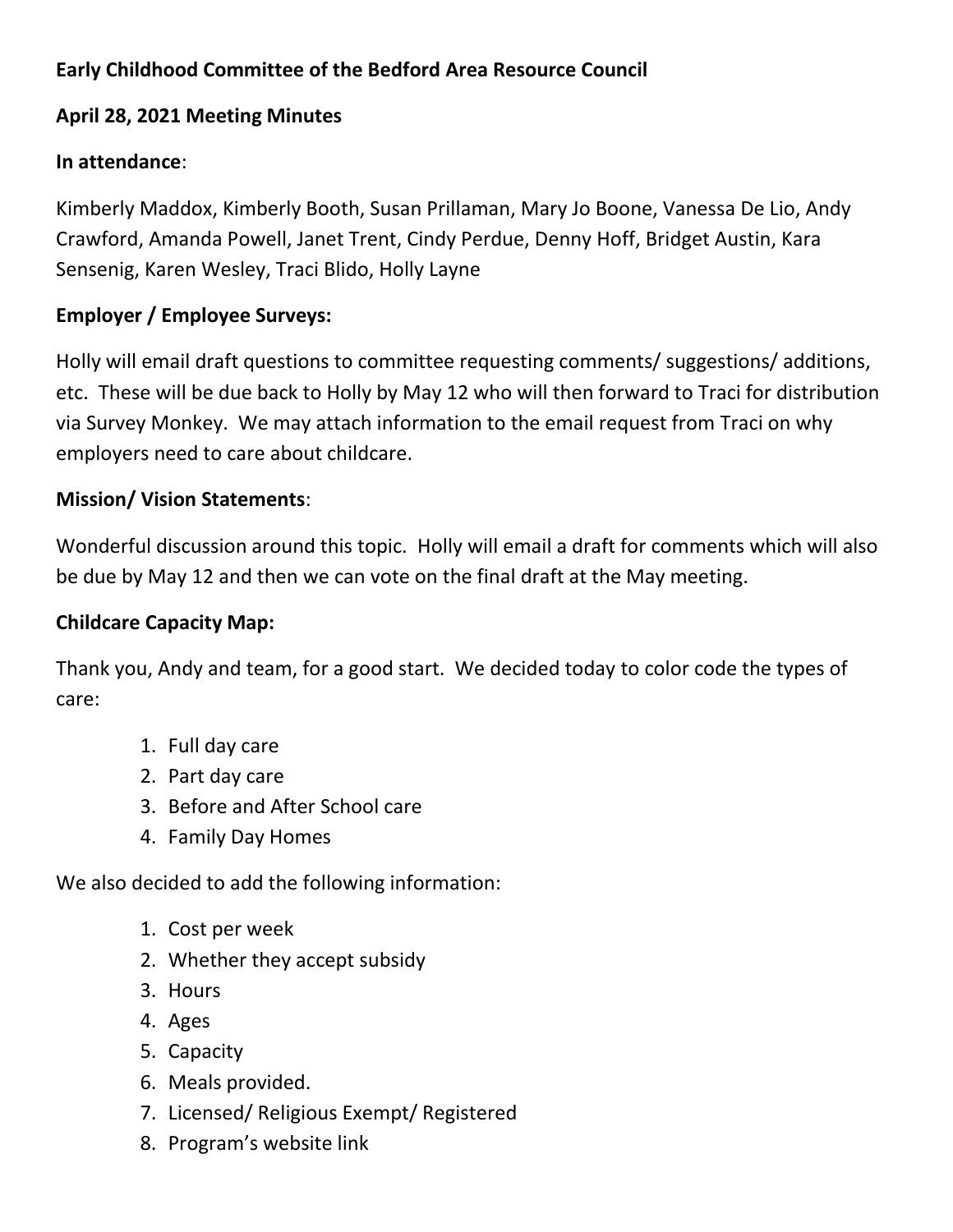**Early Childhood Committee of the Bedford Area Resource Council**

**April 28, 2021 Meeting Minutes**

**In attendance**:

Kimberly Maddox, Kimberly Booth, Susan Prillaman, Mary Jo Boone, Vanessa De Lio, Andy Crawford, Amanda Powell, Janet Trent, Cindy Perdue, Denny Hoff, Bridget Austin, Kara Sensenig, Karen Wesley, Traci Blido, Holly Layne

**Employer / Employee Surveys:**

Holly will email draft questions to committee requesting comments/ suggestions/ additions, etc. These will be due back to Holly by May 12 who will then forward to Traci for distribution via Survey Monkey. We may attach information to the email request from Traci on why employers need to care about childcare.

**Mission/ Vision Statements**:

Wonderful discussion around this topic. Holly will email a draft for comments which will also be due by May 12 and then we can vote on the final draft at the May meeting.

**Childcare Capacity Map:**

Thank you, Andy and team, for a good start. We decided today to color code the types of care:

1. Full day care
2. Part day care
3. Before and After School care
4. Family Day Homes

We also decided to add the following information:

1. Cost per week
2. Whether they accept subsidy
3. Hours
4. Ages
5. Capacity
6. Meals provided.
7. Licensed/ Religious Exempt/ Registered
8. Program's website link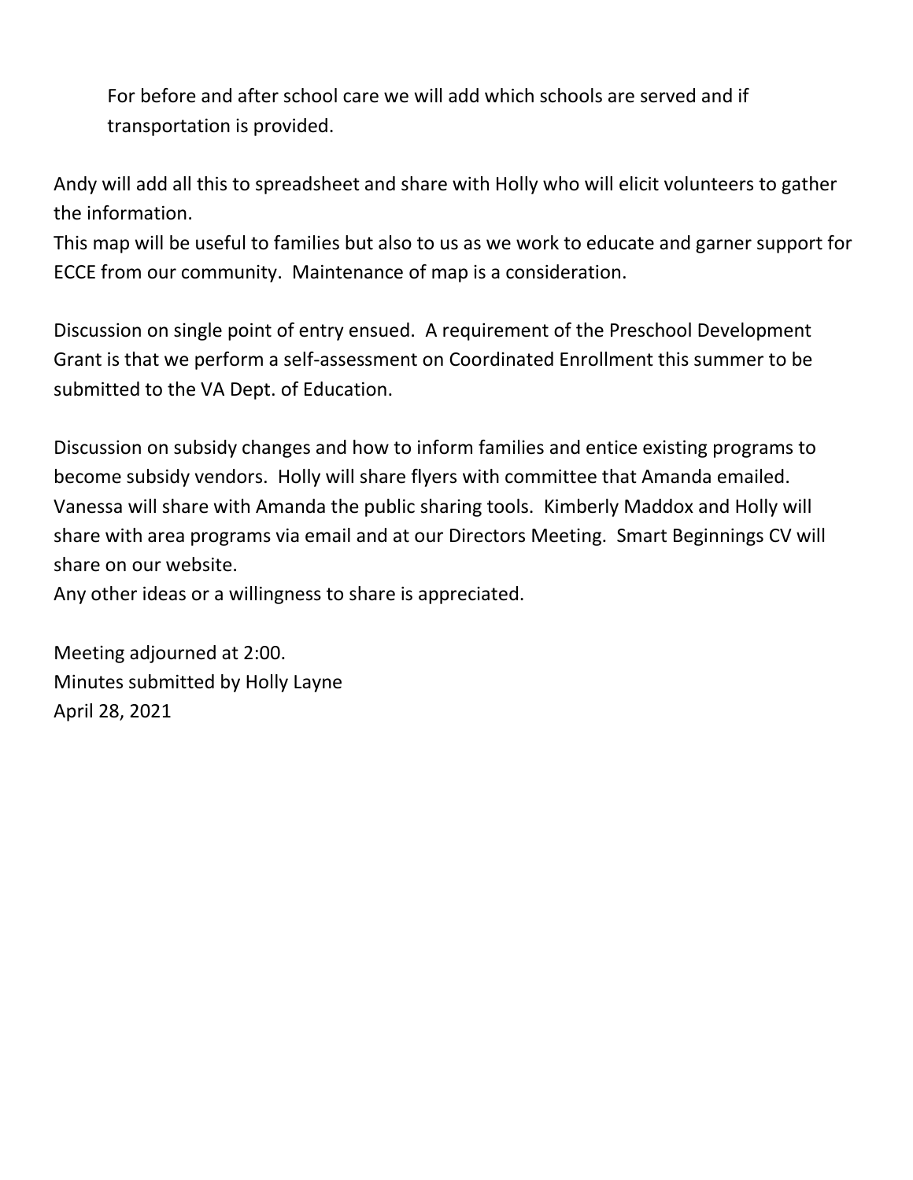For before and after school care we will add which schools are served and if transportation is provided.

Andy will add all this to spreadsheet and share with Holly who will elicit volunteers to gather the information.
This map will be useful to families but also to us as we work to educate and garner support for ECCE from our community. Maintenance of map is a consideration.

Discussion on single point of entry ensued. A requirement of the Preschool Development Grant is that we perform a self-assessment on Coordinated Enrollment this summer to be submitted to the VA Dept. of Education.

Discussion on subsidy changes and how to inform families and entice existing programs to become subsidy vendors. Holly will share flyers with committee that Amanda emailed. Vanessa will share with Amanda the public sharing tools. Kimberly Maddox and Holly will share with area programs via email and at our Directors Meeting. Smart Beginnings CV will share on our website.
Any other ideas or a willingness to share is appreciated.

Meeting adjourned at 2:00.
Minutes submitted by Holly Layne
April 28, 2021